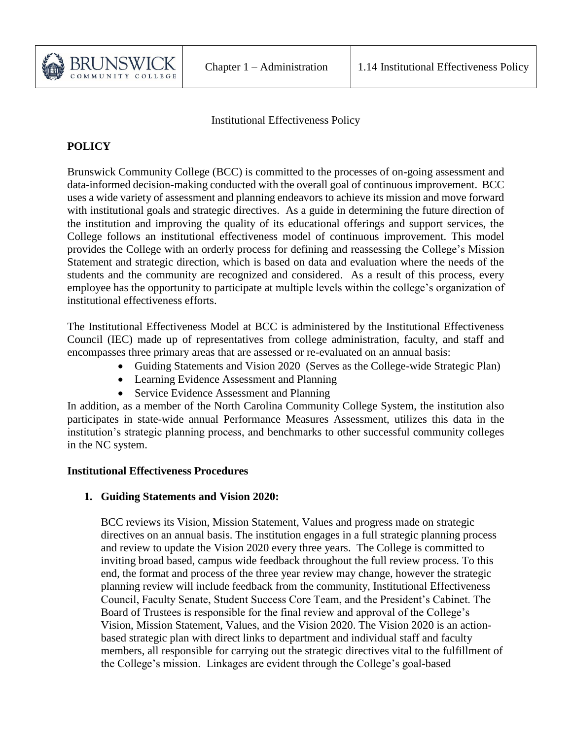# Institutional Effectiveness Policy

## POLICY

Brunswick Community College (BCC) is committed to the processes of on-going assessment and data-informed decision-making conducted with the overall goal of continuous improvement. BCC uses a wide variety of assessment and planning endeavors to achieve its mission and move forward with institutional goals and strategic directives. As a guide in determining the future direction of the institution and improving the quality of its educational offerings and support services, the College follows an institutional effectiveness model of continuous improvement. This model provides the College with an orderly process for defining and reassessing the College's Mission Statement and strategic direction, which is based on data and evaluation where the needs of the students and the community are recognized and considered. As a result of this process, every employee has the opportunity to participate at multiple levels within the college's organization of institutional effectiveness efforts.

The Institutional Effectiveness Model at BCC is administered by the Institutional Effectiveness Council (IEC) made up of representatives from college administration, faculty, and staff and encompasses three primary areas that are assessed or re-evaluated on an annual basis:

- Guiding Statements and Vision 2020 (Serves as the College-wide Strategic Plan)
- Learning Evidence Assessment and Planning
- Service Evidence Assessment and Planning

In addition, as a member of the North Carolina Community College System, the institution also participates in state-wide annual Performance Measures Assessment, utilizes this data in the institution's strategic planning process, and benchmarks to other successful community colleges in the NC system.

## Institutional Effectiveness Procedures

1. **Guiding Statements and Vision 2020:**

   BCC reviews its Vision, Mission Statement, Values and progress made on strategic directives on an annual basis. The institution engages in a full strategic planning process and review to update the Vision 2020 every three years. The College is committed to inviting broad based, campus wide feedback throughout the full review process. To this end, the format and process of the three year review may change, however the strategic planning review will include feedback from the community, Institutional Effectiveness Council, Faculty Senate, Student Success Core Team, and the President's Cabinet. The Board of Trustees is responsible for the final review and approval of the College's Vision, Mission Statement, Values, and the Vision 2020. The Vision 2020 is an action-based strategic plan with direct links to department and individual staff and faculty members, all responsible for carrying out the strategic directives vital to the fulfillment of the College's mission. Linkages are evident through the College's goal-based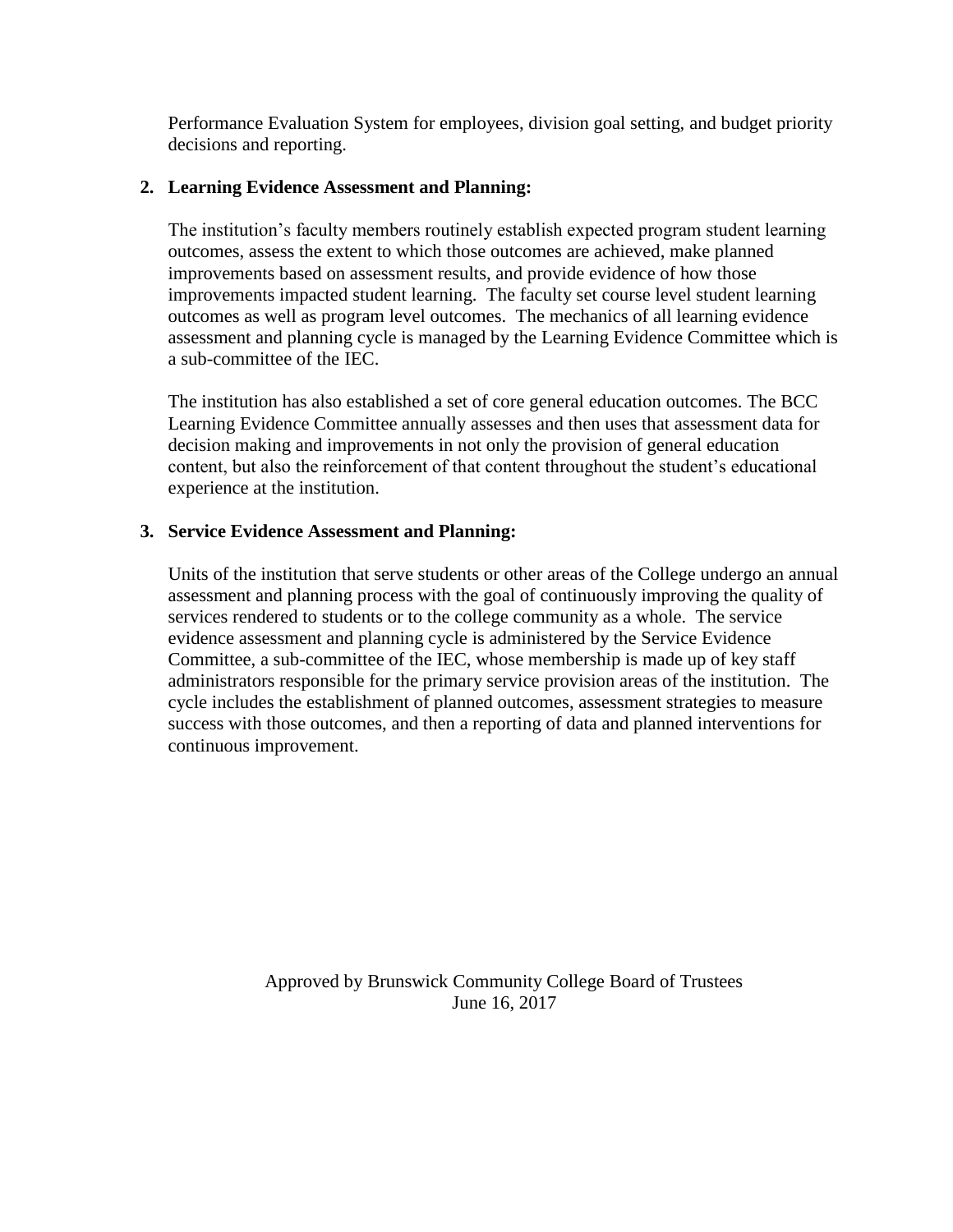Performance Evaluation System for employees, division goal setting, and budget priority decisions and reporting.

**2. Learning Evidence Assessment and Planning:**

The institution's faculty members routinely establish expected program student learning outcomes, assess the extent to which those outcomes are achieved, make planned improvements based on assessment results, and provide evidence of how those improvements impacted student learning. The faculty set course level student learning outcomes as well as program level outcomes. The mechanics of all learning evidence assessment and planning cycle is managed by the Learning Evidence Committee which is a sub-committee of the IEC.

The institution has also established a set of core general education outcomes. The BCC Learning Evidence Committee annually assesses and then uses that assessment data for decision making and improvements in not only the provision of general education content, but also the reinforcement of that content throughout the student's educational experience at the institution.

**3. Service Evidence Assessment and Planning:**

Units of the institution that serve students or other areas of the College undergo an annual assessment and planning process with the goal of continuously improving the quality of services rendered to students or to the college community as a whole. The service evidence assessment and planning cycle is administered by the Service Evidence Committee, a sub-committee of the IEC, whose membership is made up of key staff administrators responsible for the primary service provision areas of the institution. The cycle includes the establishment of planned outcomes, assessment strategies to measure success with those outcomes, and then a reporting of data and planned interventions for continuous improvement.

Approved by Brunswick Community College Board of Trustees
June 16, 2017